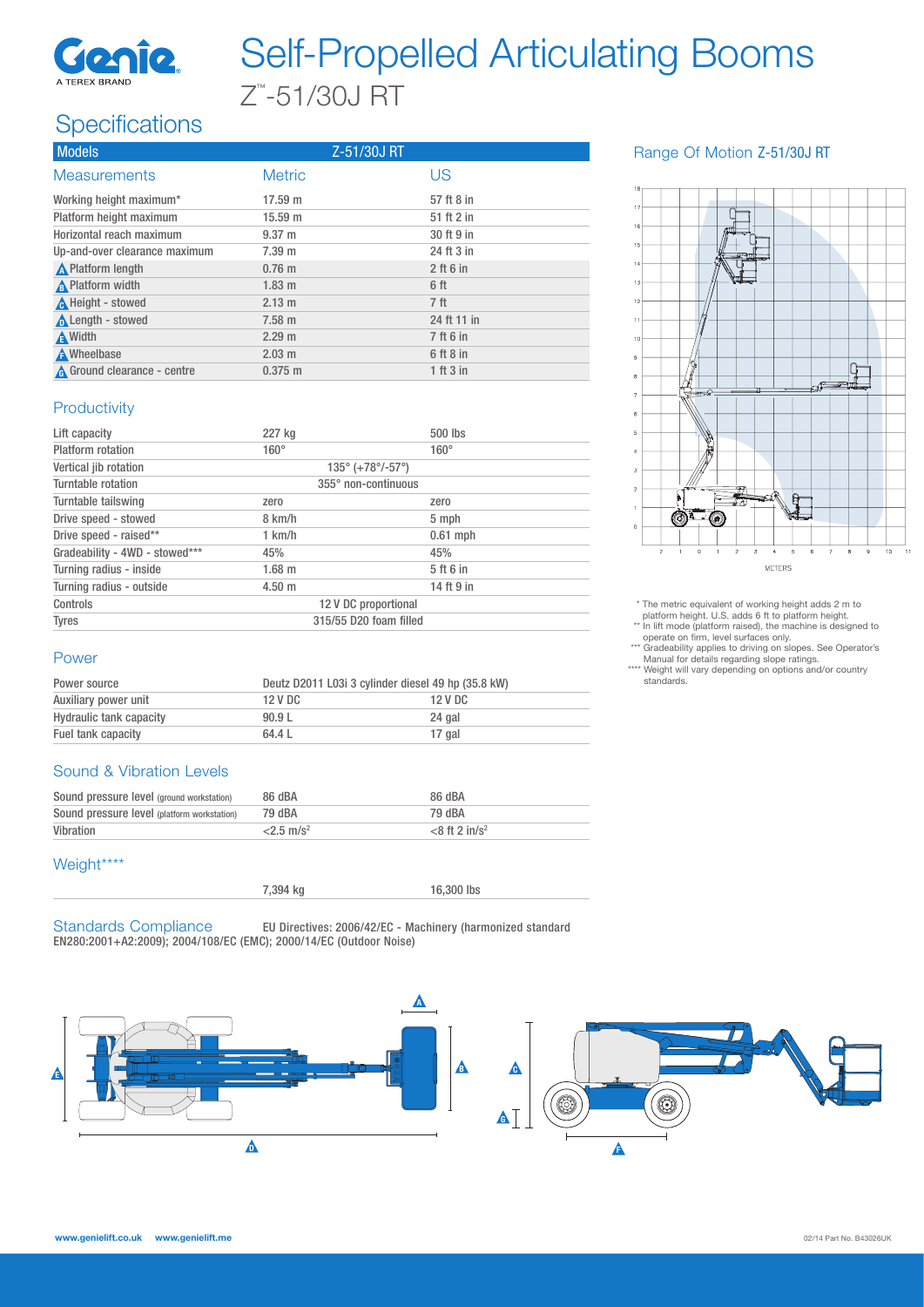# Self-Propelled Articulating Booms

## Z™-51/30J RT

## Specifications

| Models | Z-51/30J RT | |
|---|---|---|
| Measurements | Metric | US |
| Working height maximum* | 17.59 m | 57 ft 8 in |
| Platform height maximum | 15.59 m | 51 ft 2 in |
| Horizontal reach maximum | 9.37 m | 30 ft 9 in |
| Up-and-over clearance maximum | 7.39 m | 24 ft 3 in |
| A Platform length | 0.76 m | 2 ft 6 in |
| B Platform width | 1.83 m | 6 ft |
| C Height - stowed | 2.13 m | 7 ft |
| D Length - stowed | 7.58 m | 24 ft 11 in |
| E Width | 2.29 m | 7 ft 6 in |
| F Wheelbase | 2.03 m | 6 ft 8 in |
| G Ground clearance - centre | 0.375 m | 1 ft 3 in |

### Productivity

| | | |
|---|---|---|
| Lift capacity | 227 kg | 500 lbs |
| Platform rotation | 160° | 160° |
| Vertical jib rotation | 135° (+78°/-57°) | |
| Turntable rotation | 355° non-continuous | |
| Turntable tailswing | zero | zero |
| Drive speed - stowed | 8 km/h | 5 mph |
| Drive speed - raised** | 1 km/h | 0.61 mph |
| Gradeability - 4WD - stowed*** | 45% | 45% |
| Turning radius - inside | 1.68 m | 5 ft 6 in |
| Turning radius - outside | 4.50 m | 14 ft 9 in |
| Controls | 12 V DC proportional | |
| Tyres | 315/55 D20 foam filled | |

### Power

| | | |
|---|---|---|
| Power source | Deutz D2011 L03i 3 cylinder diesel 49 hp (35.8 kW) | |
| Auxiliary power unit | 12 V DC | 12 V DC |
| Hydraulic tank capacity | 90.9 L | 24 gal |
| Fuel tank capacity | 64.4 L | 17 gal |

### Sound & Vibration Levels

| | | |
|---|---|---|
| Sound pressure level (ground workstation) | 86 dBA | 86 dBA |
| Sound pressure level (platform workstation) | 79 dBA | 79 dBA |
| Vibration | <2.5 m/s² | <8 ft 2 in/s² |

### Weight****

| | |
|---|---|
| 7,394 kg | 16,300 lbs |

### Standards Compliance

EU Directives: 2006/42/EC - Machinery (harmonized standard EN280:2001+A2:2009); 2004/108/EC (EMC); 2000/14/EC (Outdoor Noise)

### Range Of Motion Z-51/30J RT

METERS

\* The metric equivalent of working height adds 2 m to platform height. U.S. adds 6 ft to platform height.

\*\* In lift mode (platform raised), the machine is designed to operate on firm, level surfaces only.

\*\*\* Gradeability applies to driving on slopes. See Operator's Manual for details regarding slope ratings.

\*\*\*\* Weight will vary depending on options and/or country standards.

www.genielift.co.uk www.genielift.me

02/14 Part No. B43026UK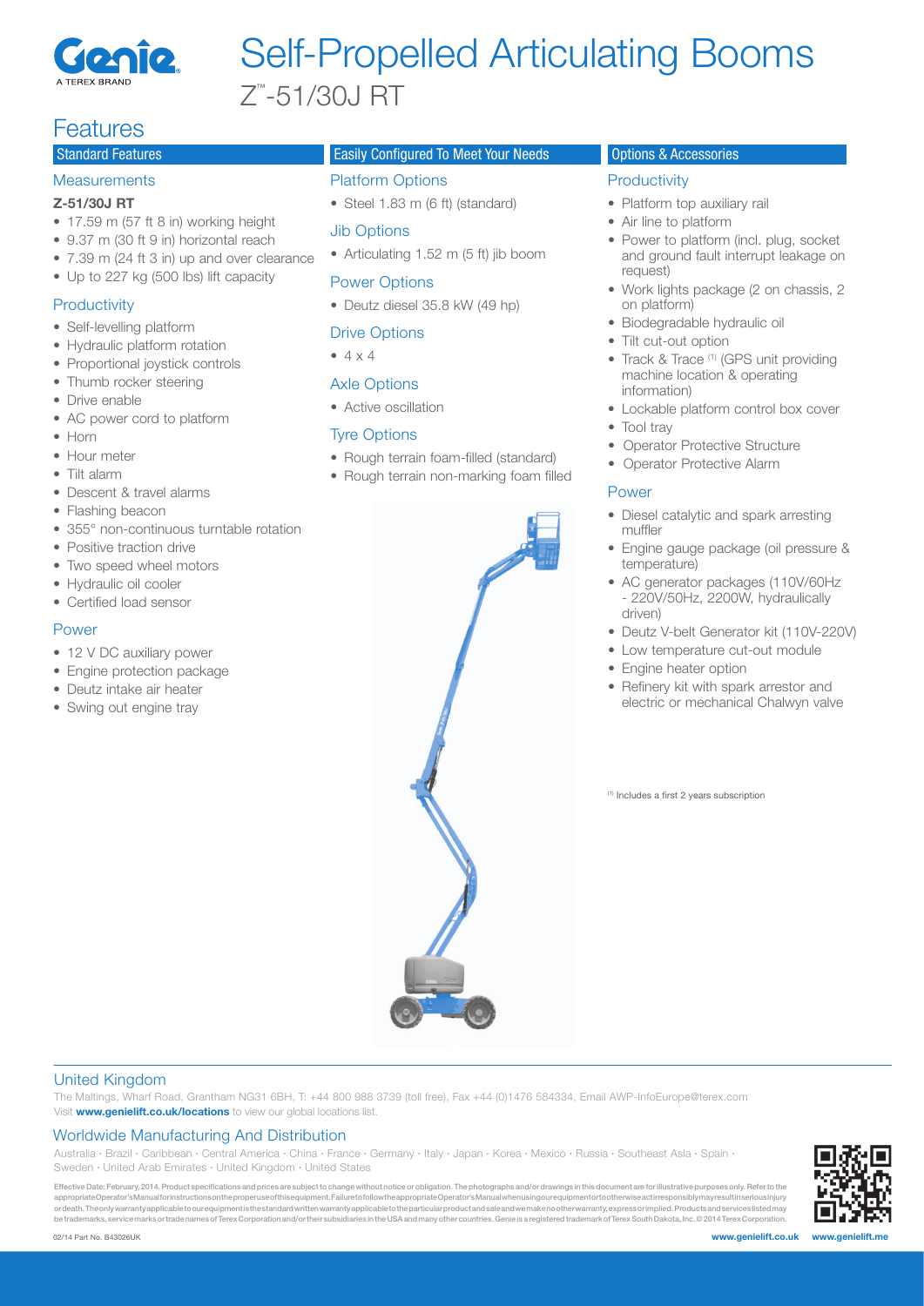# Self-Propelled Articulating Booms

Z™-51/30J RT

## Features

### Standard Features

#### Measurements

**Z-51/30J RT**

- 17.59 m (57 ft 8 in) working height
- 9.37 m (30 ft 9 in) horizontal reach
- 7.39 m (24 ft 3 in) up and over clearance
- Up to 227 kg (500 lbs) lift capacity

#### Productivity

- Self-levelling platform
- Hydraulic platform rotation
- Proportional joystick controls
- Thumb rocker steering
- Drive enable
- AC power cord to platform
- Horn
- Hour meter
- Tilt alarm
- Descent & travel alarms
- Flashing beacon
- 355° non-continuous turntable rotation
- Positive traction drive
- Two speed wheel motors
- Hydraulic oil cooler
- Certified load sensor

#### Power

- 12 V DC auxiliary power
- Engine protection package
- Deutz intake air heater
- Swing out engine tray

### Easily Configured To Meet Your Needs

#### Platform Options

- Steel 1.83 m (6 ft) (standard)

#### Jib Options

- Articulating 1.52 m (5 ft) jib boom

#### Power Options

- Deutz diesel 35.8 kW (49 hp)

#### Drive Options

- 4 x 4

#### Axle Options

- Active oscillation

#### Tyre Options

- Rough terrain foam-filled (standard)
- Rough terrain non-marking foam filled

### Options & Accessories

#### Productivity

- Platform top auxiliary rail
- Air line to platform
- Power to platform (incl. plug, socket and ground fault interrupt leakage on request)
- Work lights package (2 on chassis, 2 on platform)
- Biodegradable hydraulic oil
- Tilt cut-out option
- Track & Trace [1] (GPS unit providing machine location & operating information)
- Lockable platform control box cover
- Tool tray
- Operator Protective Structure
- Operator Protective Alarm

#### Power

- Diesel catalytic and spark arresting muffler
- Engine gauge package (oil pressure & temperature)
- AC generator packages (110V/60Hz - 220V/50Hz, 2200W, hydraulically driven)
- Deutz V-belt Generator kit (110V-220V)
- Low temperature cut-out module
- Engine heater option
- Refinery kit with spark arrestor and electric or mechanical Chalwyn valve

[1] Includes a first 2 years subscription

## United Kingdom

The Maltings, Wharf Road, Grantham NG31 6BH, T: +44 800 988 3739 (toll free), Fax +44 (0)1476 584334, Email AWP-InfoEurope@terex.com
Visit **www.genielift.co.uk/locations** to view our global locations list.

## Worldwide Manufacturing And Distribution

Australia · Brazil · Caribbean · Central America · China · France · Germany · Italy · Japan · Korea · Mexico · Russia · Southeast Asia · Spain · Sweden · United Arab Emirates · United Kingdom · United States

Effective Date: February, 2014. Product specifications and prices are subject to change without notice or obligation. The photographs and/or drawings in this document are for illustrative purposes only. Refer to the appropriate Operator's Manual for instructions on the proper use of this equipment. Failure to follow the appropriate Operator's Manual when using our equipment or to otherwise act irresponsibly may result in serious injury or death. The only warranty applicable to our equipment is the standard written warranty applicable to the particular product and sale and we make no other warranty, express or implied. Products and services listed may be trademarks, service marks or trade names of Terex Corporation and/or their subsidiaries in the USA and many other countries. Genie is a registered trademark of Terex South Dakota, Inc. © 2014 Terex Corporation.

02/14 Part No. B43026UK

**www.genielift.co.uk** **www.genielift.me**